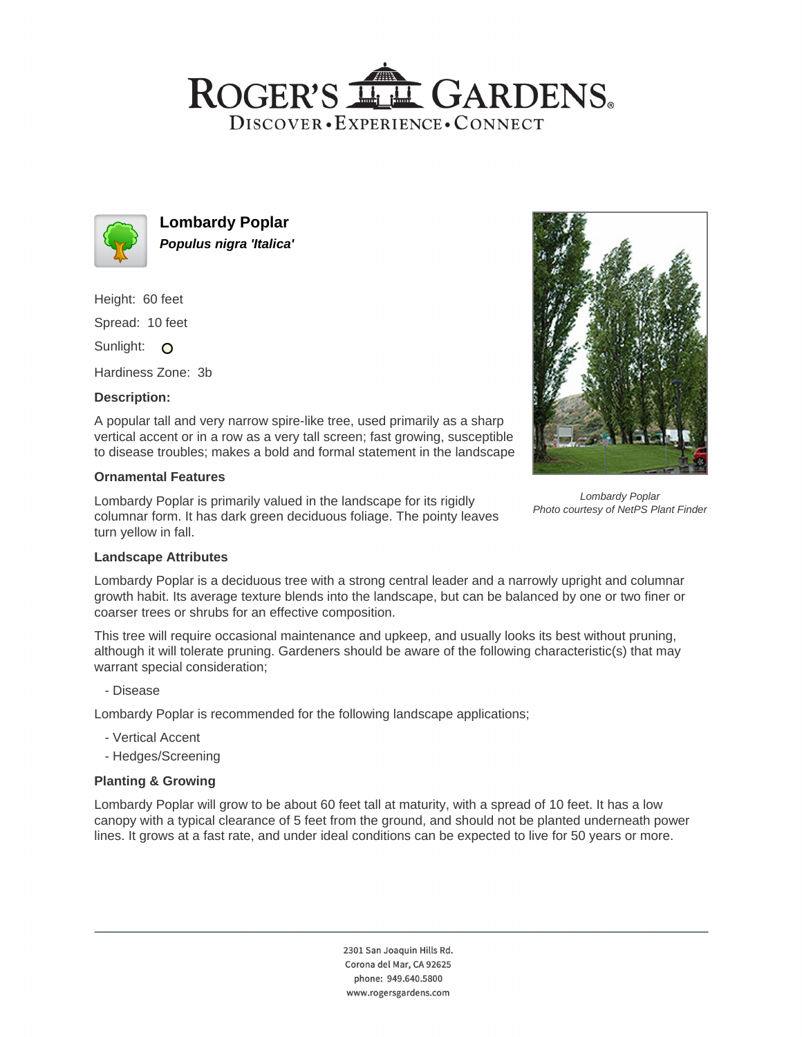# ROGER'S GARDENS

DISCOVER • EXPERIENCE • CONNECT

## Lombardy Poplar

***Populus nigra 'Italica'***

Height: 60 feet

Spread: 10 feet

Sunlight: O

Hardiness Zone: 3b

### Description:

A popular tall and very narrow spire-like tree, used primarily as a sharp vertical accent or in a row as a very tall screen; fast growing, susceptible to disease troubles; makes a bold and formal statement in the landscape

*Lombardy Poplar*
*Photo courtesy of NetPS Plant Finder*

### Ornamental Features

Lombardy Poplar is primarily valued in the landscape for its rigidly columnar form. It has dark green deciduous foliage. The pointy leaves turn yellow in fall.

### Landscape Attributes

Lombardy Poplar is a deciduous tree with a strong central leader and a narrowly upright and columnar growth habit. Its average texture blends into the landscape, but can be balanced by one or two finer or coarser trees or shrubs for an effective composition.

This tree will require occasional maintenance and upkeep, and usually looks its best without pruning, although it will tolerate pruning. Gardeners should be aware of the following characteristic(s) that may warrant special consideration;

- Disease

Lombardy Poplar is recommended for the following landscape applications;

- Vertical Accent
- Hedges/Screening

### Planting & Growing

Lombardy Poplar will grow to be about 60 feet tall at maturity, with a spread of 10 feet. It has a low canopy with a typical clearance of 5 feet from the ground, and should not be planted underneath power lines. It grows at a fast rate, and under ideal conditions can be expected to live for 50 years or more.

2301 San Joaquin Hills Rd.
Corona del Mar, CA 92625
phone: 949.640.5800
www.rogersgardens.com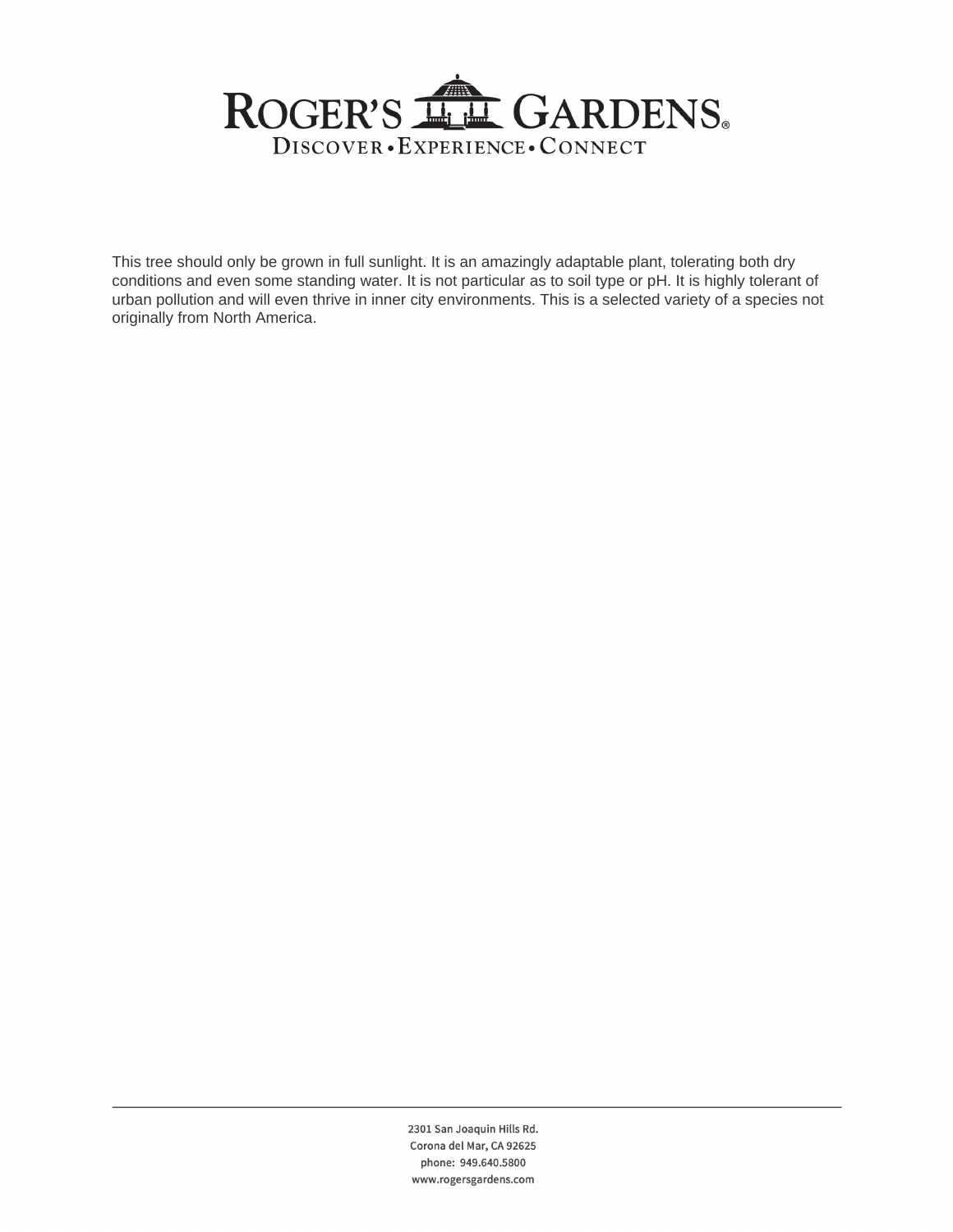This tree should only be grown in full sunlight. It is an amazingly adaptable plant, tolerating both dry conditions and even some standing water. It is not particular as to soil type or pH. It is highly tolerant of urban pollution and will even thrive in inner city environments. This is a selected variety of a species not originally from North America.